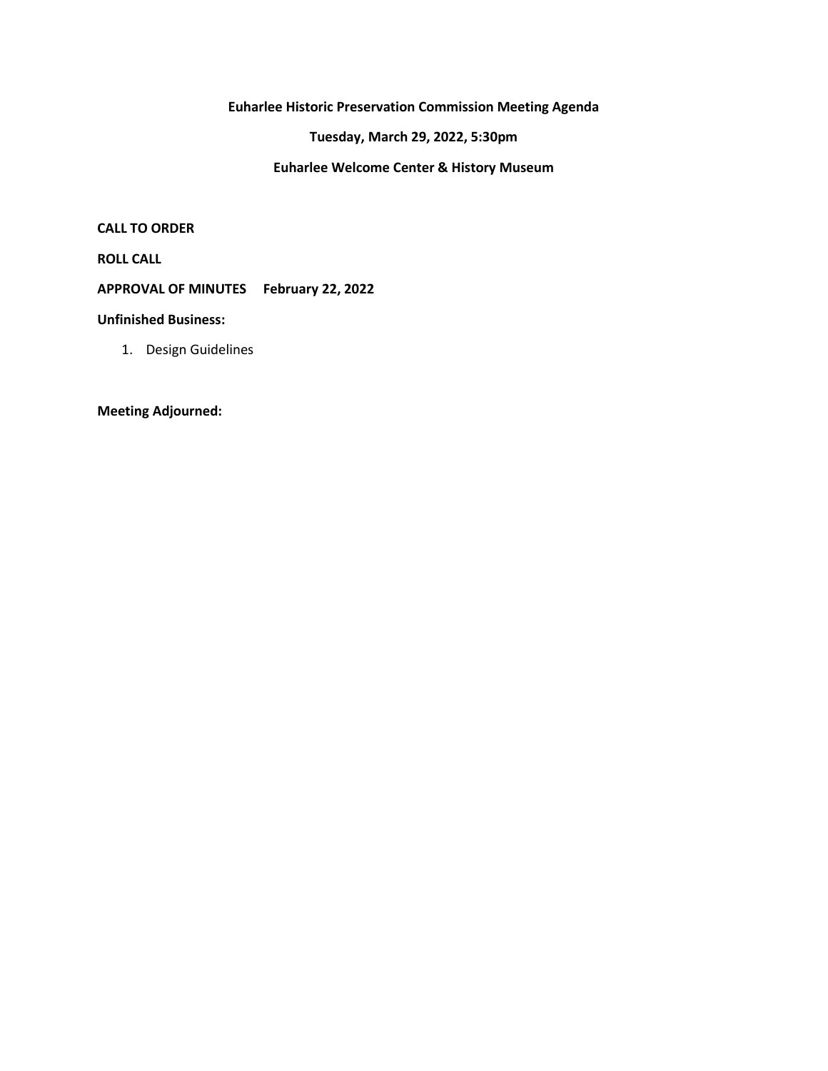# Euharlee Historic Preservation Commission Meeting Agenda

**Tuesday, March 29, 2022, 5:30pm**

**Euharlee Welcome Center & History Museum**

**CALL TO ORDER**

**ROLL CALL**

**APPROVAL OF MINUTES February 22, 2022**

**Unfinished Business:**

1. Design Guidelines

**Meeting Adjourned:**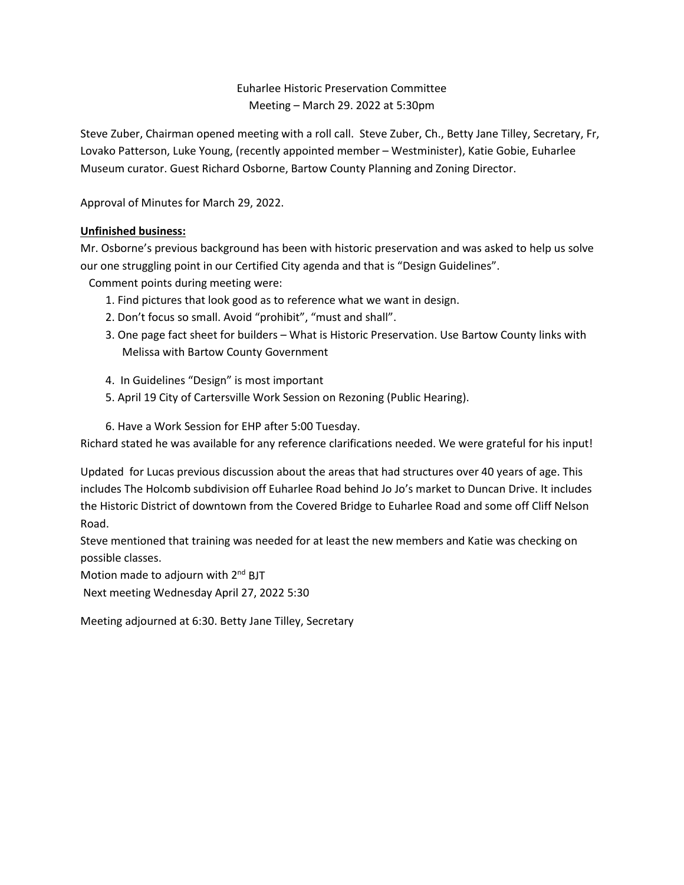Euharlee Historic Preservation Committee
Meeting – March 29. 2022 at 5:30pm

Steve Zuber, Chairman opened meeting with a roll call. Steve Zuber, Ch., Betty Jane Tilley, Secretary, Fr, Lovako Patterson, Luke Young, (recently appointed member – Westminister), Katie Gobie, Euharlee Museum curator. Guest Richard Osborne, Bartow County Planning and Zoning Director.

Approval of Minutes for March 29, 2022.

**<u>Unfinished business:</u>**

Mr. Osborne's previous background has been with historic preservation and was asked to help us solve our one struggling point in our Certified City agenda and that is "Design Guidelines".

Comment points during meeting were:

1. Find pictures that look good as to reference what we want in design.
2. Don't focus so small. Avoid "prohibit", "must and shall".
3. One page fact sheet for builders – What is Historic Preservation. Use Bartow County links with Melissa with Bartow County Government
4. In Guidelines "Design" is most important
5. April 19 City of Cartersville Work Session on Rezoning (Public Hearing).
6. Have a Work Session for EHP after 5:00 Tuesday.

Richard stated he was available for any reference clarifications needed. We were grateful for his input!

Updated for Lucas previous discussion about the areas that had structures over 40 years of age. This includes The Holcomb subdivision off Euharlee Road behind Jo Jo's market to Duncan Drive. It includes the Historic District of downtown from the Covered Bridge to Euharlee Road and some off Cliff Nelson Road.

Steve mentioned that training was needed for at least the new members and Katie was checking on possible classes.

Motion made to adjourn with 2nd BJT

Next meeting Wednesday April 27, 2022 5:30

Meeting adjourned at 6:30. Betty Jane Tilley, Secretary